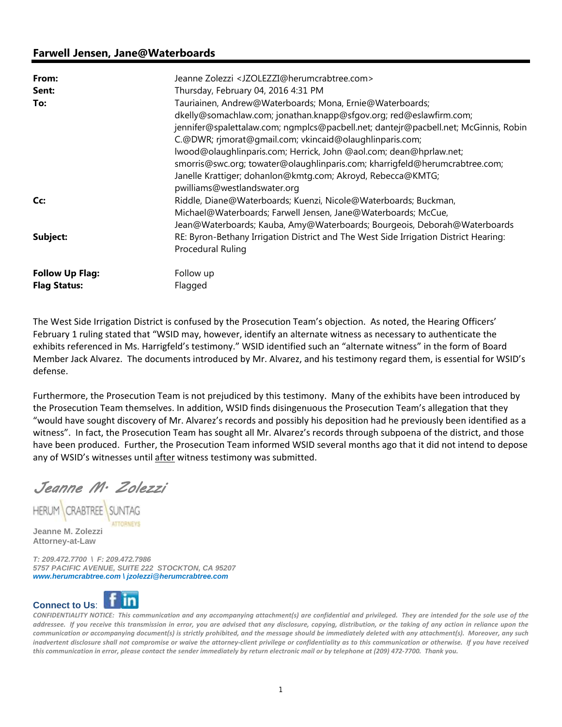## Farwell Jensen, Jane@Waterboards

| | |
|---|---|
| **From:** | Jeanne Zolezzi <JZOLEZZI@herumcrabtree.com> |
| **Sent:** | Thursday, February 04, 2016 4:31 PM |
| **To:** | Tauriainen, Andrew@Waterboards; Mona, Ernie@Waterboards; dkelly@somachlaw.com; jonathan.knapp@sfgov.org; red@eslawfirm.com; jennifer@spalettalaw.com; ngmplcs@pacbell.net; dantejr@pacbell.net; McGinnis, Robin C.@DWR; rjmorat@gmail.com; vkincaid@olaughlinparis.com; lwood@olaughlinparis.com; Herrick, John @aol.com; dean@hprlaw.net; smorris@swc.org; towater@olaughlinparis.com; kharrigfeld@herumcrabtree.com; Janelle Krattiger; dohanlon@kmtg.com; Akroyd, Rebecca@KMTG; pwilliams@westlandswater.org |
| **Cc:** | Riddle, Diane@Waterboards; Kuenzi, Nicole@Waterboards; Buckman, Michael@Waterboards; Farwell Jensen, Jane@Waterboards; McCue, Jean@Waterboards; Kauba, Amy@Waterboards; Bourgeois, Deborah@Waterboards |
| **Subject:** | RE: Byron-Bethany Irrigation District and The West Side Irrigation District Hearing: Procedural Ruling |
| **Follow Up Flag:** | Follow up |
| **Flag Status:** | Flagged |

The West Side Irrigation District is confused by the Prosecution Team's objection. As noted, the Hearing Officers' February 1 ruling stated that "WSID may, however, identify an alternate witness as necessary to authenticate the exhibits referenced in Ms. Harrigfeld's testimony." WSID identified such an "alternate witness" in the form of Board Member Jack Alvarez. The documents introduced by Mr. Alvarez, and his testimony regard them, is essential for WSID's defense.

Furthermore, the Prosecution Team is not prejudiced by this testimony. Many of the exhibits have been introduced by the Prosecution Team themselves. In addition, WSID finds disingenuous the Prosecution Team's allegation that they "would have sought discovery of Mr. Alvarez's records and possibly his deposition had he previously been identified as a witness". In fact, the Prosecution Team has sought all Mr. Alvarez's records through subpoena of the district, and those have been produced. Further, the Prosecution Team informed WSID several months ago that it did not intend to depose any of WSID's witnesses until <u>after</u> witness testimony was submitted.

*Jeanne M. Zolezzi*

HERUM \ CRABTREE \ SUNTAG
ATTORNEYS

**Jeanne M. Zolezzi**
**Attorney-at-Law**

*T: 209.472.7700 \ F: 209.472.7986*
*5757 PACIFIC AVENUE, SUITE 222 STOCKTON, CA 95207*
*www.herumcrabtree.com \ jzolezzi@herumcrabtree.com*

**Connect to Us**:

*CONFIDENTIALITY NOTICE: This communication and any accompanying attachment(s) are confidential and privileged. They are intended for the sole use of the addressee. If you receive this transmission in error, you are advised that any disclosure, copying, distribution, or the taking of any action in reliance upon the communication or accompanying document(s) is strictly prohibited, and the message should be immediately deleted with any attachment(s). Moreover, any such inadvertent disclosure shall not compromise or waive the attorney-client privilege or confidentiality as to this communication or otherwise. If you have received this communication in error, please contact the sender immediately by return electronic mail or by telephone at (209) 472-7700. Thank you.*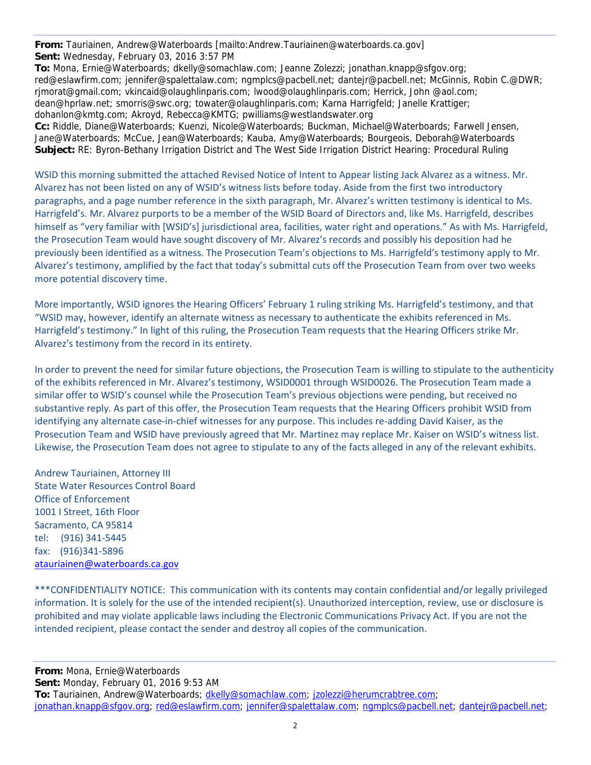**From:** Tauriainen, Andrew@Waterboards [mailto:Andrew.Tauriainen@waterboards.ca.gov]
**Sent:** Wednesday, February 03, 2016 3:57 PM
**To:** Mona, Ernie@Waterboards; dkelly@somachlaw.com; Jeanne Zolezzi; jonathan.knapp@sfgov.org; red@eslawfirm.com; jennifer@spalettalaw.com; ngmplcs@pacbell.net; dantejr@pacbell.net; McGinnis, Robin C.@DWR; rjmorat@gmail.com; vkincaid@olaughlinparis.com; lwood@olaughlinparis.com; Herrick, John @aol.com; dean@hprlaw.net; smorris@swc.org; towater@olaughlinparis.com; Karna Harrigfeld; Janelle Krattiger; dohanlon@kmtg.com; Akroyd, Rebecca@KMTG; pwilliams@westlandswater.org
**Cc:** Riddle, Diane@Waterboards; Kuenzi, Nicole@Waterboards; Buckman, Michael@Waterboards; Farwell Jensen, Jane@Waterboards; McCue, Jean@Waterboards; Kauba, Amy@Waterboards; Bourgeois, Deborah@Waterboards
**Subject:** RE: Byron-Bethany Irrigation District and The West Side Irrigation District Hearing: Procedural Ruling

WSID this morning submitted the attached Revised Notice of Intent to Appear listing Jack Alvarez as a witness. Mr. Alvarez has not been listed on any of WSID's witness lists before today. Aside from the first two introductory paragraphs, and a page number reference in the sixth paragraph, Mr. Alvarez's written testimony is identical to Ms. Harrigfeld's. Mr. Alvarez purports to be a member of the WSID Board of Directors and, like Ms. Harrigfeld, describes himself as "very familiar with [WSID's] jurisdictional area, facilities, water right and operations." As with Ms. Harrigfeld, the Prosecution Team would have sought discovery of Mr. Alvarez's records and possibly his deposition had he previously been identified as a witness. The Prosecution Team's objections to Ms. Harrigfeld's testimony apply to Mr. Alvarez's testimony, amplified by the fact that today's submittal cuts off the Prosecution Team from over two weeks more potential discovery time.

More importantly, WSID ignores the Hearing Officers' February 1 ruling striking Ms. Harrigfeld's testimony, and that "WSID may, however, identify an alternate witness as necessary to authenticate the exhibits referenced in Ms. Harrigfeld's testimony." In light of this ruling, the Prosecution Team requests that the Hearing Officers strike Mr. Alvarez's testimony from the record in its entirety.

In order to prevent the need for similar future objections, the Prosecution Team is willing to stipulate to the authenticity of the exhibits referenced in Mr. Alvarez's testimony, WSID0001 through WSID0026. The Prosecution Team made a similar offer to WSID's counsel while the Prosecution Team's previous objections were pending, but received no substantive reply. As part of this offer, the Prosecution Team requests that the Hearing Officers prohibit WSID from identifying any alternate case-in-chief witnesses for any purpose. This includes re-adding David Kaiser, as the Prosecution Team and WSID have previously agreed that Mr. Martinez may replace Mr. Kaiser on WSID's witness list. Likewise, the Prosecution Team does not agree to stipulate to any of the facts alleged in any of the relevant exhibits.

Andrew Tauriainen, Attorney III
State Water Resources Control Board
Office of Enforcement
1001 I Street, 16th Floor
Sacramento, CA 95814
tel: (916) 341-5445
fax: (916)341-5896
atauriainen@waterboards.ca.gov

***CONFIDENTIALITY NOTICE: This communication with its contents may contain confidential and/or legally privileged information. It is solely for the use of the intended recipient(s). Unauthorized interception, review, use or disclosure is prohibited and may violate applicable laws including the Electronic Communications Privacy Act. If you are not the intended recipient, please contact the sender and destroy all copies of the communication.

**From:** Mona, Ernie@Waterboards
**Sent:** Monday, February 01, 2016 9:53 AM
**To:** Tauriainen, Andrew@Waterboards; dkelly@somachlaw.com; jzolezzi@herumcrabtree.com; jonathan.knapp@sfgov.org; red@eslawfirm.com; jennifer@spalettalaw.com; ngmplcs@pacbell.net; dantejr@pacbell.net;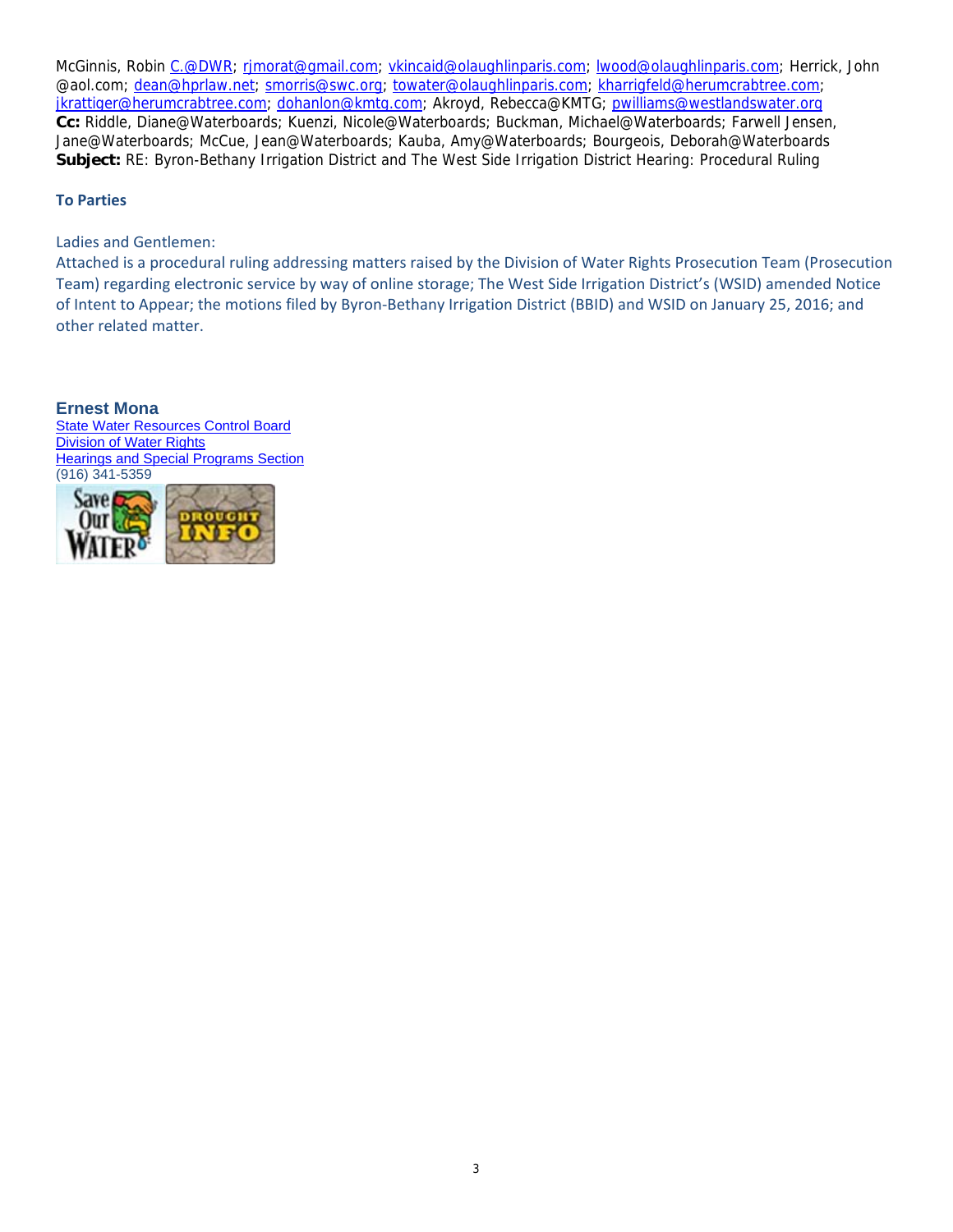McGinnis, Robin C.@DWR; rjmorat@gmail.com; vkincaid@olaughlinparis.com; lwood@olaughlinparis.com; Herrick, John @aol.com; dean@hprlaw.net; smorris@swc.org; towater@olaughlinparis.com; kharrigfeld@herumcrabtree.com; jkrattiger@herumcrabtree.com; dohanlon@kmtg.com; Akroyd, Rebecca@KMTG; pwilliams@westlandswater.org
**Cc:** Riddle, Diane@Waterboards; Kuenzi, Nicole@Waterboards; Buckman, Michael@Waterboards; Farwell Jensen, Jane@Waterboards; McCue, Jean@Waterboards; Kauba, Amy@Waterboards; Bourgeois, Deborah@Waterboards
**Subject:** RE: Byron-Bethany Irrigation District and The West Side Irrigation District Hearing: Procedural Ruling

**To Parties**

Ladies and Gentlemen:
Attached is a procedural ruling addressing matters raised by the Division of Water Rights Prosecution Team (Prosecution Team) regarding electronic service by way of online storage; The West Side Irrigation District's (WSID) amended Notice of Intent to Appear; the motions filed by Byron-Bethany Irrigation District (BBID) and WSID on January 25, 2016; and other related matter.

**Ernest Mona**
State Water Resources Control Board
Division of Water Rights
Hearings and Special Programs Section
(916) 341-5359